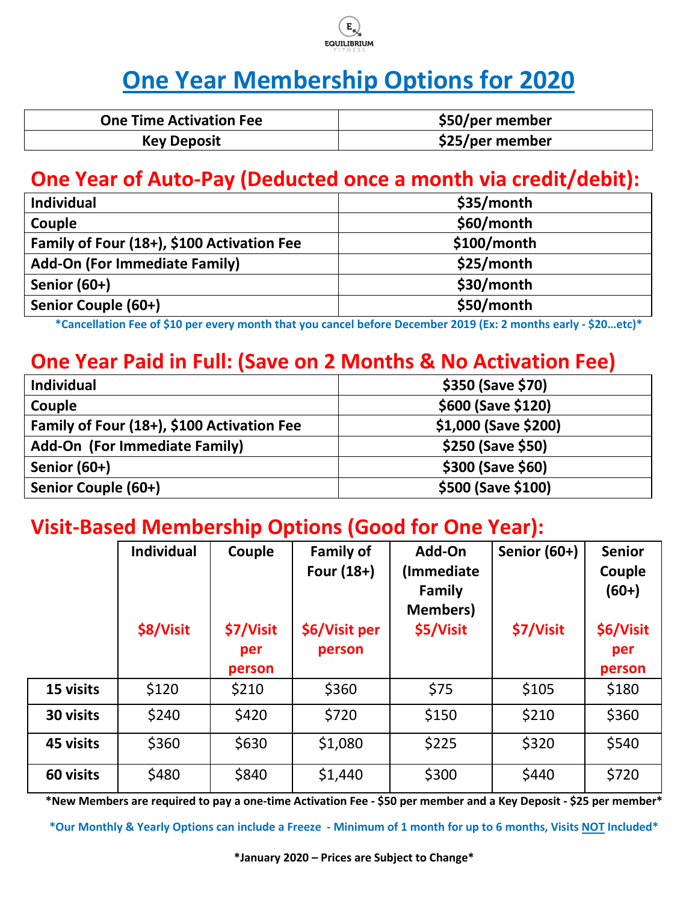# One Year Membership Options for 2020

| One Time Activation Fee | $50/per member |
|---|---|
| Key Deposit | $25/per member |

## One Year of Auto-Pay (Deducted once a month via credit/debit):

| Individual | $35/month |
|---|---|
| Couple | $60/month |
| Family of Four (18+), $100 Activation Fee | $100/month |
| Add-On (For Immediate Family) | $25/month |
| Senior (60+) | $30/month |
| Senior Couple (60+) | $50/month |

*Cancellation Fee of $10 per every month that you cancel before December 2019 (Ex: 2 months early - $20…etc)*

## One Year Paid in Full: (Save on 2 Months & No Activation Fee)

| Individual | $350 (Save $70) |
|---|---|
| Couple | $600 (Save $120) |
| Family of Four (18+), $100 Activation Fee | $1,000 (Save $200) |
| Add-On (For Immediate Family) | $250 (Save $50) |
| Senior (60+) | $300 (Save $60) |
| Senior Couple (60+) | $500 (Save $100) |

## Visit-Based Membership Options (Good for One Year):

| | Individual $8/Visit | Couple $7/Visit per person | Family of Four (18+) $6/Visit per person | Add-On (Immediate Family Members) $5/Visit | Senior (60+) $7/Visit | Senior Couple (60+) $6/Visit per person |
|---|---|---|---|---|---|---|
| 15 visits | $120 | $210 | $360 | $75 | $105 | $180 |
| 30 visits | $240 | $420 | $720 | $150 | $210 | $360 |
| 45 visits | $360 | $630 | $1,080 | $225 | $320 | $540 |
| 60 visits | $480 | $840 | $1,440 | $300 | $440 | $720 |

*New Members are required to pay a one-time Activation Fee - $50 per member and a Key Deposit - $25 per member*

*Our Monthly & Yearly Options can include a Freeze - Minimum of 1 month for up to 6 months, Visits NOT Included*

*January 2020 – Prices are Subject to Change*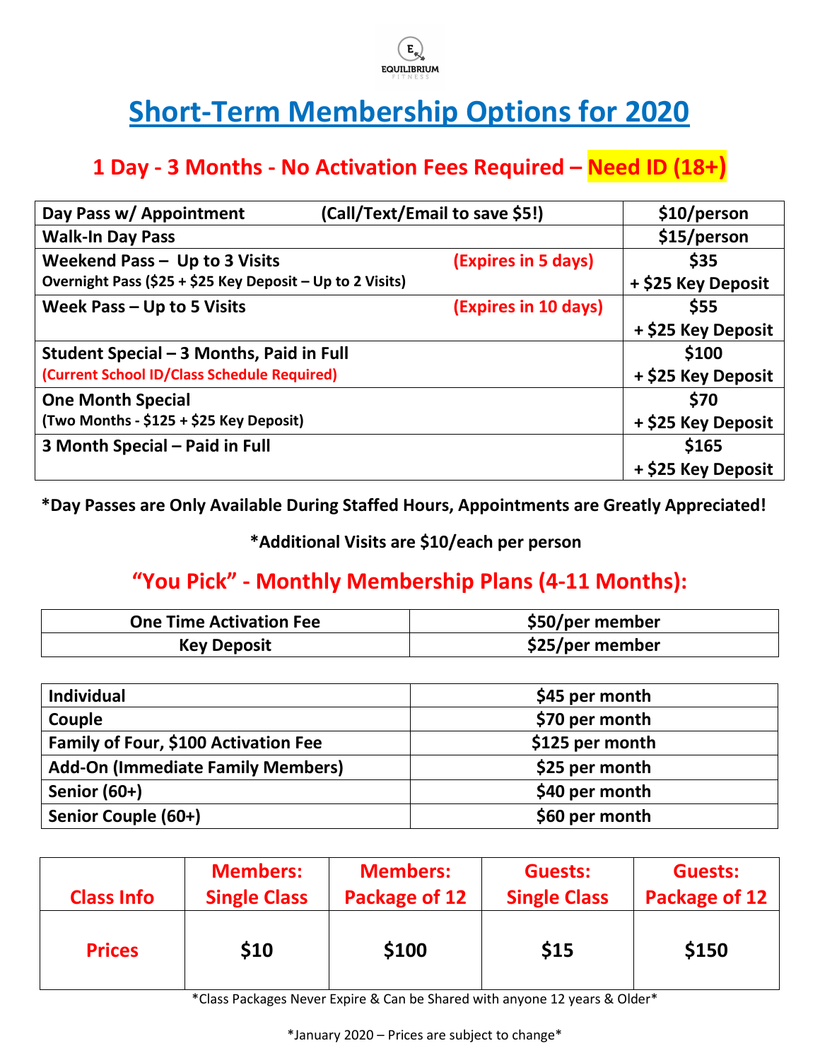EQUILIBRIUM
FITNESS

# Short-Term Membership Options for 2020

## 1 Day - 3 Months - No Activation Fees Required – Need ID (18+)

| | |
|---|---|
| **Day Pass w/ Appointment** (Call/Text/Email to save $5!) | **$10/person** |
| **Walk-In Day Pass** | **$15/person** |
| **Weekend Pass – Up to 3 Visits** (Expires in 5 days)<br>Overnight Pass ($25 + $25 Key Deposit – Up to 2 Visits) | **$35**<br>**+ $25 Key Deposit** |
| **Week Pass – Up to 5 Visits** (Expires in 10 days) | **$55**<br>**+ $25 Key Deposit** |
| **Student Special – 3 Months, Paid in Full**<br>(Current School ID/Class Schedule Required) | **$100**<br>**+ $25 Key Deposit** |
| **One Month Special**<br>(Two Months - $125 + $25 Key Deposit) | **$70**<br>**+ $25 Key Deposit** |
| **3 Month Special – Paid in Full** | **$165**<br>**+ $25 Key Deposit** |

**\*Day Passes are Only Available During Staffed Hours, Appointments are Greatly Appreciated!**

**\*Additional Visits are $10/each per person**

## "You Pick" - Monthly Membership Plans (4-11 Months):

| | |
|---|---|
| One Time Activation Fee | $50/per member |
| Key Deposit | $25/per member |

| | |
|---|---|
| Individual | $45 per month |
| Couple | $70 per month |
| Family of Four, $100 Activation Fee | $125 per month |
| Add-On (Immediate Family Members) | $25 per month |
| Senior (60+) | $40 per month |
| Senior Couple (60+) | $60 per month |

| Class Info | Members: Single Class | Members: Package of 12 | Guests: Single Class | Guests: Package of 12 |
|---|---|---|---|---|
| Prices | $10 | $100 | $15 | $150 |

\*Class Packages Never Expire & Can be Shared with anyone 12 years & Older\*

\*January 2020 – Prices are subject to change\*